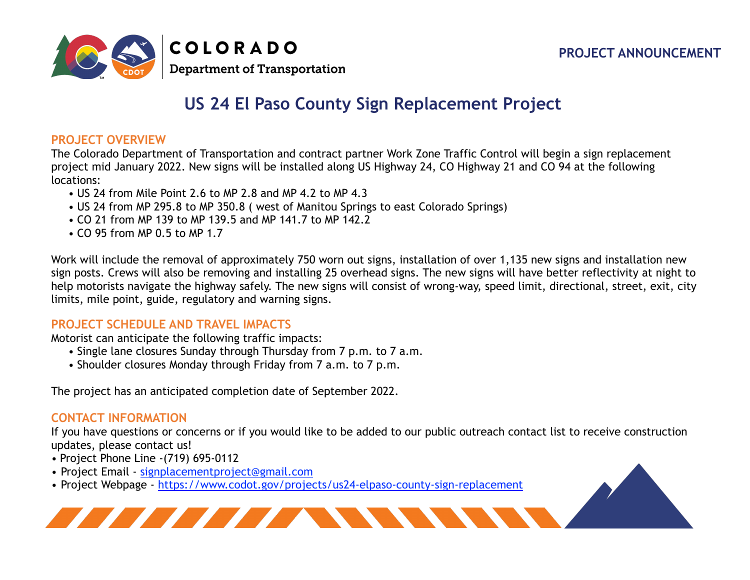COLORADO
Department of Transportation

PROJECT ANNOUNCEMENT

# US 24 El Paso County Sign Replacement Project

## PROJECT OVERVIEW

The Colorado Department of Transportation and contract partner Work Zone Traffic Control will begin a sign replacement project mid January 2022. New signs will be installed along US Highway 24, CO Highway 21 and CO 94 at the following locations:

- US 24 from Mile Point 2.6 to MP 2.8 and MP 4.2 to MP 4.3
- US 24 from MP 295.8 to MP 350.8 ( west of Manitou Springs to east Colorado Springs)
- CO 21 from MP 139 to MP 139.5 and MP 141.7 to MP 142.2
- CO 95 from MP 0.5 to MP 1.7

Work will include the removal of approximately 750 worn out signs, installation of over 1,135 new signs and installation new sign posts. Crews will also be removing and installing 25 overhead signs. The new signs will have better reflectivity at night to help motorists navigate the highway safely. The new signs will consist of wrong-way, speed limit, directional, street, exit, city limits, mile point, guide, regulatory and warning signs.

## PROJECT SCHEDULE AND TRAVEL IMPACTS

Motorist can anticipate the following traffic impacts:

- Single lane closures Sunday through Thursday from 7 p.m. to 7 a.m.
- Shoulder closures Monday through Friday from 7 a.m. to 7 p.m.

The project has an anticipated completion date of September 2022.

## CONTACT INFORMATION

If you have questions or concerns or if you would like to be added to our public outreach contact list to receive construction updates, please contact us!

- Project Phone Line -(719) 695-0112
- Project Email - signplacementproject@gmail.com
- Project Webpage - https://www.codot.gov/projects/us24-elpaso-county-sign-replacement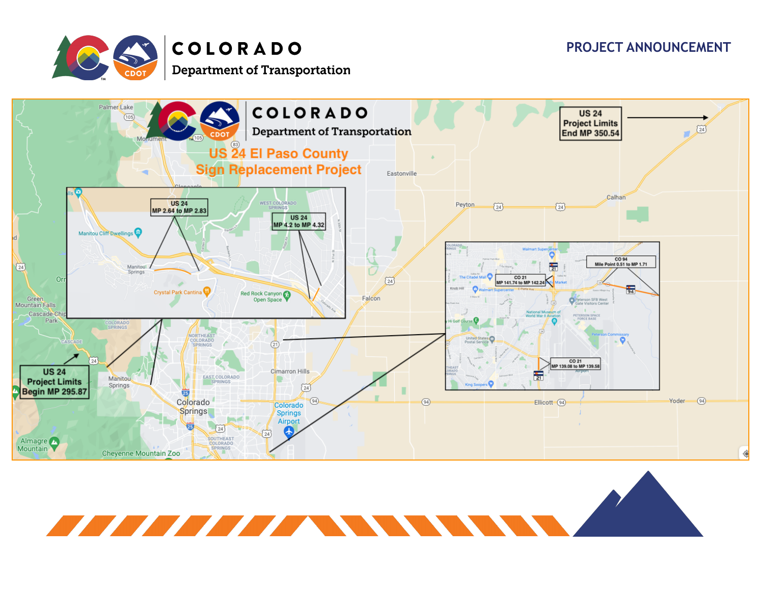COLORADO

Department of Transportation

PROJECT ANNOUNCEMENT

COLORADO

Department of Transportation

US 24 El Paso County

Sign Replacement Project

US 24

Project Limits

End MP 350.54

US 24

MP 2.64 to MP 2.83

US 24

MP 4.2 to MP 4.32

CO 94

Mile Point 0.51 to MP 1.71

CO 21

MP 141.74 to MP 142.24

CO 21

MP 139.08 to MP 139.58

US 24

Project Limits

Begin MP 295.87

Palmer Lake

Monument

Eastonville

Peyton

Calhan

Manitou Cliff Dwellings

Manitou Springs

Crystal Park Cantina

Red Rock Canyon Open Space

West Colorado Springs

Green Mountain Falls

Cascade-Chipita Park

Cascade

Falcon

Northeast Colorado Springs

East Colorado Springs

Cimarron Hills

Colorado Springs

Colorado Springs Airport

Southeast Colorado Springs

Ellicott

Yoder

Almagre Mountain

Cheyenne Mountain Zoo

The Citadel Mall

Walmart Supercenter

Peterson SFB West Gate Visitors Center

Peterson Space Force Base

National Museum of World War II Aviation

Peterson Commissary

United States Postal Service

King Soopers